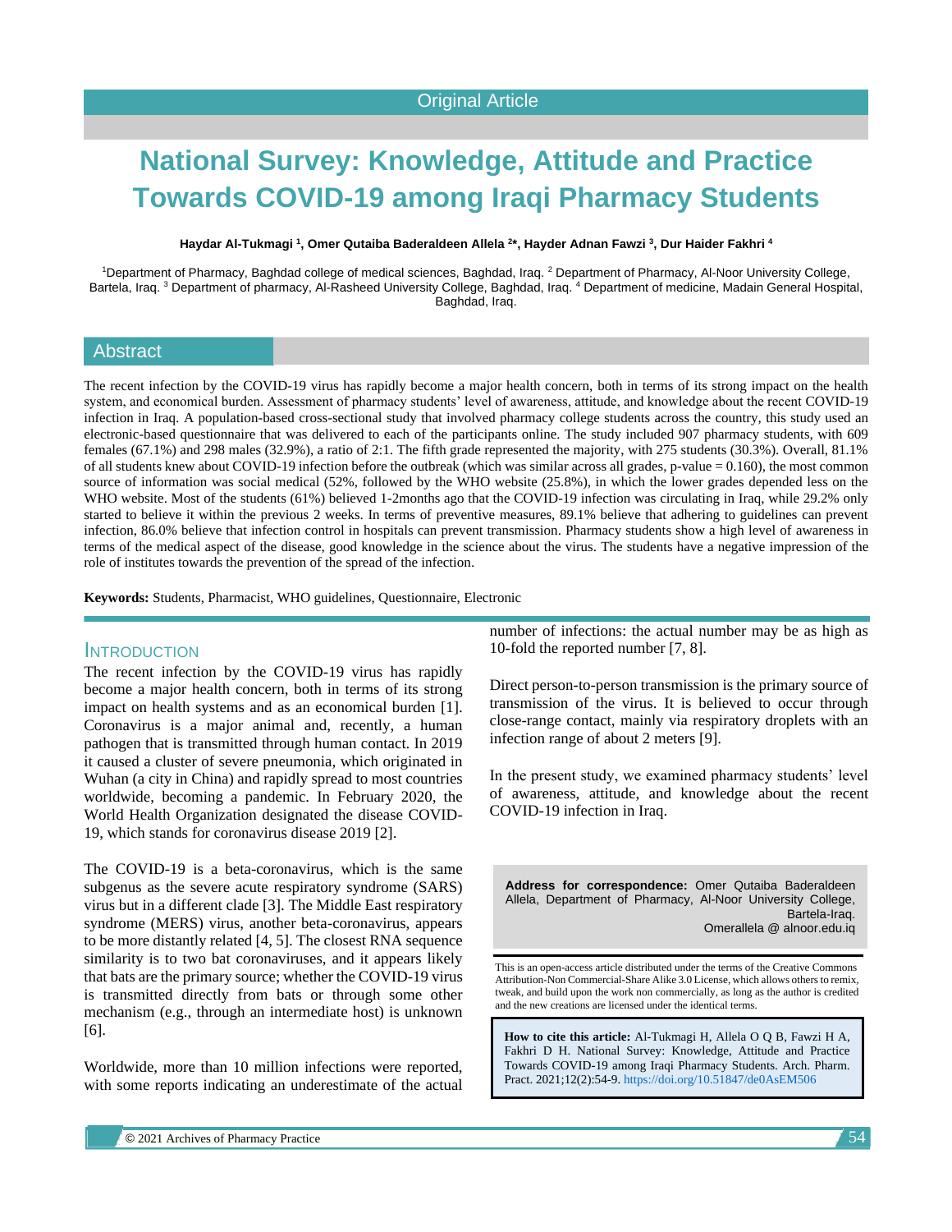Original Article

# National Survey: Knowledge, Attitude and Practice Towards COVID-19 among Iraqi Pharmacy Students

**Haydar Al-Tukmagi [1], Omer Qutaiba Baderaldeen Allela [2]\*, Hayder Adnan Fawzi [3], Dur Haider Fakhri [4]**

[1]Department of Pharmacy, Baghdad college of medical sciences, Baghdad, Iraq. [2] Department of Pharmacy, Al-Noor University College, Bartela, Iraq. [3] Department of pharmacy, Al-Rasheed University College, Baghdad, Iraq. [4] Department of medicine, Madain General Hospital, Baghdad, Iraq.

## Abstract

The recent infection by the COVID-19 virus has rapidly become a major health concern, both in terms of its strong impact on the health system, and economical burden. Assessment of pharmacy students' level of awareness, attitude, and knowledge about the recent COVID-19 infection in Iraq. A population-based cross-sectional study that involved pharmacy college students across the country, this study used an electronic-based questionnaire that was delivered to each of the participants online. The study included 907 pharmacy students, with 609 females (67.1%) and 298 males (32.9%), a ratio of 2:1. The fifth grade represented the majority, with 275 students (30.3%). Overall, 81.1% of all students knew about COVID-19 infection before the outbreak (which was similar across all grades, p-value = 0.160), the most common source of information was social medical (52%, followed by the WHO website (25.8%), in which the lower grades depended less on the WHO website. Most of the students (61%) believed 1-2months ago that the COVID-19 infection was circulating in Iraq, while 29.2% only started to believe it within the previous 2 weeks. In terms of preventive measures, 89.1% believe that adhering to guidelines can prevent infection, 86.0% believe that infection control in hospitals can prevent transmission. Pharmacy students show a high level of awareness in terms of the medical aspect of the disease, good knowledge in the science about the virus. The students have a negative impression of the role of institutes towards the prevention of the spread of the infection.

**Keywords:** Students, Pharmacist, WHO guidelines, Questionnaire, Electronic

## Introduction

The recent infection by the COVID-19 virus has rapidly become a major health concern, both in terms of its strong impact on health systems and as an economical burden [1]. Coronavirus is a major animal and, recently, a human pathogen that is transmitted through human contact. In 2019 it caused a cluster of severe pneumonia, which originated in Wuhan (a city in China) and rapidly spread to most countries worldwide, becoming a pandemic. In February 2020, the World Health Organization designated the disease COVID-19, which stands for coronavirus disease 2019 [2].

The COVID-19 is a beta-coronavirus, which is the same subgenus as the severe acute respiratory syndrome (SARS) virus but in a different clade [3]. The Middle East respiratory syndrome (MERS) virus, another beta-coronavirus, appears to be more distantly related [4, 5]. The closest RNA sequence similarity is to two bat coronaviruses, and it appears likely that bats are the primary source; whether the COVID-19 virus is transmitted directly from bats or through some other mechanism (e.g., through an intermediate host) is unknown [6].

Worldwide, more than 10 million infections were reported, with some reports indicating an underestimate of the actual number of infections: the actual number may be as high as 10-fold the reported number [7, 8].

Direct person-to-person transmission is the primary source of transmission of the virus. It is believed to occur through close-range contact, mainly via respiratory droplets with an infection range of about 2 meters [9].

In the present study, we examined pharmacy students' level of awareness, attitude, and knowledge about the recent COVID-19 infection in Iraq.

**Address for correspondence:** Omer Qutaiba Baderaldeen Allela, Department of Pharmacy, Al-Noor University College, Bartela-Iraq.
Omerallela @ alnoor.edu.iq

This is an open-access article distributed under the terms of the Creative Commons Attribution-Non Commercial-Share Alike 3.0 License, which allows others to remix, tweak, and build upon the work non commercially, as long as the author is credited and the new creations are licensed under the identical terms.

**How to cite this article:** Al-Tukmagi H, Allela O Q B, Fawzi H A, Fakhri D H. National Survey: Knowledge, Attitude and Practice Towards COVID-19 among Iraqi Pharmacy Students. Arch. Pharm. Pract. 2021;12(2):54-9. https://doi.org/10.51847/de0AsEM506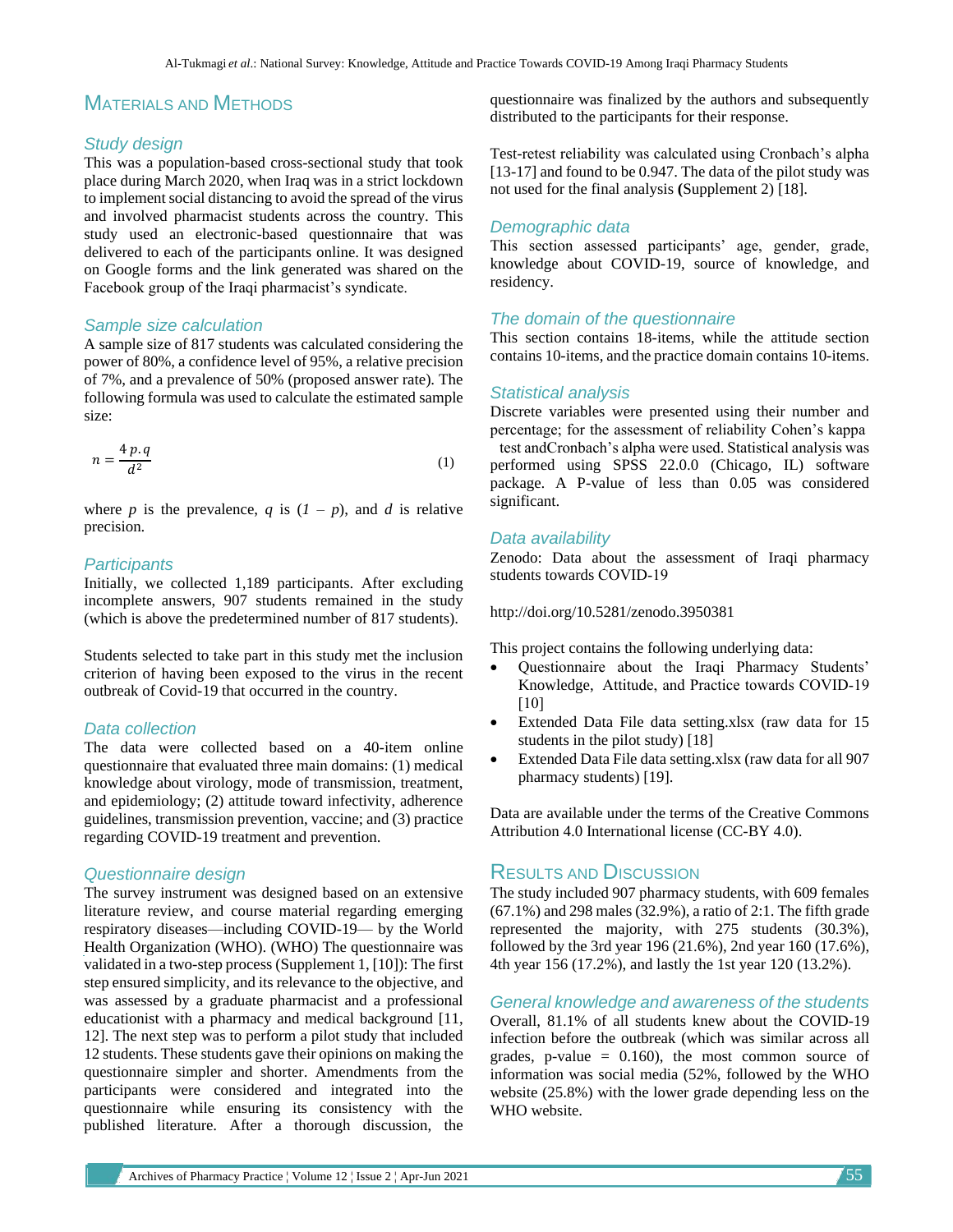## Materials and Methods

### Study design

This was a population-based cross-sectional study that took place during March 2020, when Iraq was in a strict lockdown to implement social distancing to avoid the spread of the virus and involved pharmacist students across the country. This study used an electronic-based questionnaire that was delivered to each of the participants online. It was designed on Google forms and the link generated was shared on the Facebook group of the Iraqi pharmacist's syndicate.

### Sample size calculation

A sample size of 817 students was calculated considering the power of 80%, a confidence level of 95%, a relative precision of 7%, and a prevalence of 50% (proposed answer rate). The following formula was used to calculate the estimated sample size:

$$n = \frac{4\,p.q}{d^2} \tag{1}$$

where $p$ is the prevalence, $q$ is $(1 - p)$, and $d$ is relative precision.

### Participants

Initially, we collected 1,189 participants. After excluding incomplete answers, 907 students remained in the study (which is above the predetermined number of 817 students).

Students selected to take part in this study met the inclusion criterion of having been exposed to the virus in the recent outbreak of Covid-19 that occurred in the country.

### Data collection

The data were collected based on a 40-item online questionnaire that evaluated three main domains: (1) medical knowledge about virology, mode of transmission, treatment, and epidemiology; (2) attitude toward infectivity, adherence guidelines, transmission prevention, vaccine; and (3) practice regarding COVID-19 treatment and prevention.

### Questionnaire design

The survey instrument was designed based on an extensive literature review, and course material regarding emerging respiratory diseases—including COVID-19— by the World Health Organization (WHO). (WHO) The questionnaire was validated in a two-step process (Supplement 1, [10]): The first step ensured simplicity, and its relevance to the objective, and was assessed by a graduate pharmacist and a professional educationist with a pharmacy and medical background [11, 12]. The next step was to perform a pilot study that included 12 students. These students gave their opinions on making the questionnaire simpler and shorter. Amendments from the participants were considered and integrated into the questionnaire while ensuring its consistency with the published literature. After a thorough discussion, the questionnaire was finalized by the authors and subsequently distributed to the participants for their response.

Test-retest reliability was calculated using Cronbach's alpha [13-17] and found to be 0.947. The data of the pilot study was not used for the final analysis **(**Supplement 2) [18].

### Demographic data

This section assessed participants' age, gender, grade, knowledge about COVID-19, source of knowledge, and residency.

### The domain of the questionnaire

This section contains 18-items, while the attitude section contains 10-items, and the practice domain contains 10-items.

### Statistical analysis

Discrete variables were presented using their number and percentage; for the assessment of reliability Cohen's kappa test andCronbach's alpha were used. Statistical analysis was performed using SPSS 22.0.0 (Chicago, IL) software package. A P-value of less than 0.05 was considered significant.

### Data availability

Zenodo: Data about the assessment of Iraqi pharmacy students towards COVID-19

http://doi.org/10.5281/zenodo.3950381

This project contains the following underlying data:

- Questionnaire about the Iraqi Pharmacy Students' Knowledge, Attitude, and Practice towards COVID-19 [10]
- Extended Data File data setting.xlsx (raw data for 15 students in the pilot study) [18]
- Extended Data File data setting.xlsx (raw data for all 907 pharmacy students) [19].

Data are available under the terms of the Creative Commons Attribution 4.0 International license (CC-BY 4.0).

## Results and Discussion

The study included 907 pharmacy students, with 609 females (67.1%) and 298 males (32.9%), a ratio of 2:1. The fifth grade represented the majority, with 275 students (30.3%), followed by the 3rd year 196 (21.6%), 2nd year 160 (17.6%), 4th year 156 (17.2%), and lastly the 1st year 120 (13.2%).

### General knowledge and awareness of the students

Overall, 81.1% of all students knew about the COVID-19 infection before the outbreak (which was similar across all grades, p-value = 0.160), the most common source of information was social media (52%, followed by the WHO website (25.8%) with the lower grade depending less on the WHO website.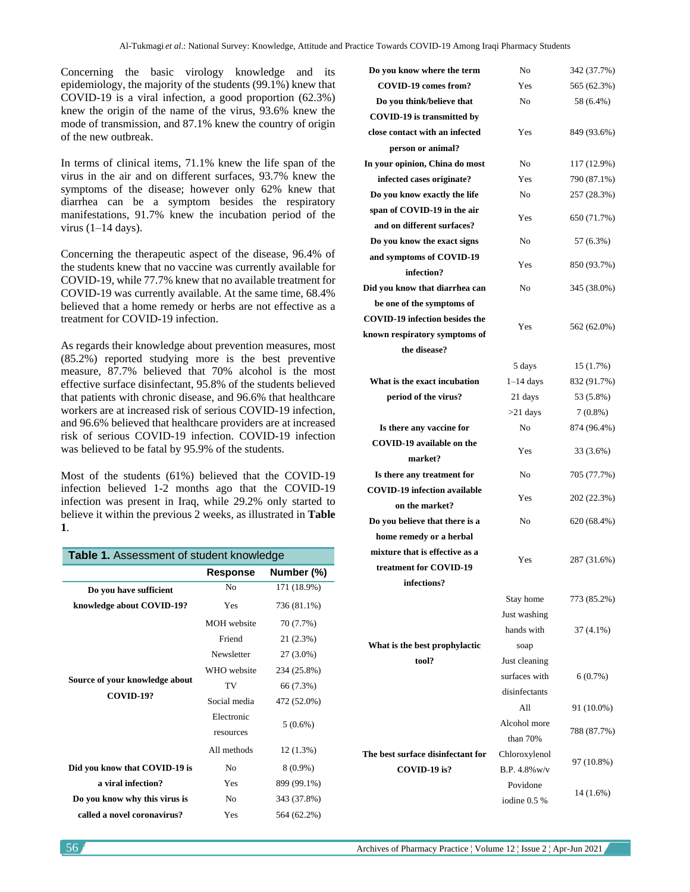Concerning the basic virology knowledge and its epidemiology, the majority of the students (99.1%) knew that COVID-19 is a viral infection, a good proportion (62.3%) knew the origin of the name of the virus, 93.6% knew the mode of transmission, and 87.1% knew the country of origin of the new outbreak.

In terms of clinical items, 71.1% knew the life span of the virus in the air and on different surfaces, 93.7% knew the symptoms of the disease; however only 62% knew that diarrhea can be a symptom besides the respiratory manifestations, 91.7% knew the incubation period of the virus (1–14 days).

Concerning the therapeutic aspect of the disease, 96.4% of the students knew that no vaccine was currently available for COVID-19, while 77.7% knew that no available treatment for COVID-19 was currently available. At the same time, 68.4% believed that a home remedy or herbs are not effective as a treatment for COVID-19 infection.

As regards their knowledge about prevention measures, most (85.2%) reported studying more is the best preventive measure, 87.7% believed that 70% alcohol is the most effective surface disinfectant, 95.8% of the students believed that patients with chronic disease, and 96.6% that healthcare workers are at increased risk of serious COVID-19 infection, and 96.6% believed that healthcare providers are at increased risk of serious COVID-19 infection. COVID-19 infection was believed to be fatal by 95.9% of the students.

Most of the students (61%) believed that the COVID-19 infection believed 1-2 months ago that the COVID-19 infection was present in Iraq, while 29.2% only started to believe it within the previous 2 weeks, as illustrated in **Table 1**.

**Table 1.** Assessment of student knowledge

| | Response | Number (%) |
|---|---|---|
| **Do you have sufficient knowledge about COVID-19?** | No | 171 (18.9%) |
| | Yes | 736 (81.1%) |
| **Source of your knowledge about COVID-19?** | MOH website | 70 (7.7%) |
| | Friend | 21 (2.3%) |
| | Newsletter | 27 (3.0%) |
| | WHO website | 234 (25.8%) |
| | TV | 66 (7.3%) |
| | Social media | 472 (52.0%) |
| | Electronic resources | 5 (0.6%) |
| | All methods | 12 (1.3%) |
| **Did you know that COVID-19 is a viral infection?** | No | 8 (0.9%) |
| | Yes | 899 (99.1%) |
| **Do you know why this virus is called a novel coronavirus?** | No | 343 (37.8%) |
| | Yes | 564 (62.2%) |
| **Do you know where the term COVID-19 comes from?** | No | 342 (37.7%) |
| | Yes | 565 (62.3%) |
| **Do you think/believe that COVID-19 is transmitted by close contact with an infected person or animal?** | No | 58 (6.4%) |
| | Yes | 849 (93.6%) |
| **In your opinion, China do most infected cases originate?** | No | 117 (12.9%) |
| | Yes | 790 (87.1%) |
| **Do you know exactly the life span of COVID-19 in the air and on different surfaces?** | No | 257 (28.3%) |
| | Yes | 650 (71.7%) |
| **Do you know the exact signs and symptoms of COVID-19 infection?** | No | 57 (6.3%) |
| | Yes | 850 (93.7%) |
| **Did you know that diarrhea can be one of the symptoms of COVID-19 infection besides the known respiratory symptoms of the disease?** | No | 345 (38.0%) |
| | Yes | 562 (62.0%) |
| **What is the exact incubation period of the virus?** | 5 days | 15 (1.7%) |
| | 1–14 days | 832 (91.7%) |
| | 21 days | 53 (5.8%) |
| | >21 days | 7 (0.8%) |
| **Is there any vaccine for COVID-19 available on the market?** | No | 874 (96.4%) |
| | Yes | 33 (3.6%) |
| **Is there any treatment for COVID-19 infection available on the market?** | No | 705 (77.7%) |
| | Yes | 202 (22.3%) |
| **Do you believe that there is a home remedy or a herbal mixture that is effective as a treatment for COVID-19 infections?** | No | 620 (68.4%) |
| | Yes | 287 (31.6%) |
| **What is the best prophylactic tool?** | Stay home | 773 (85.2%) |
| | Just washing hands with soap | 37 (4.1%) |
| | Just cleaning surfaces with disinfectants | 6 (0.7%) |
| | All | 91 (10.0%) |
| **The best surface disinfectant for COVID-19 is?** | Alcohol more than 70% | 788 (87.7%) |
| | Chloroxylenol B.P. 4.8%w/v | 97 (10.8%) |
| | Povidone iodine 0.5 % | 14 (1.6%) |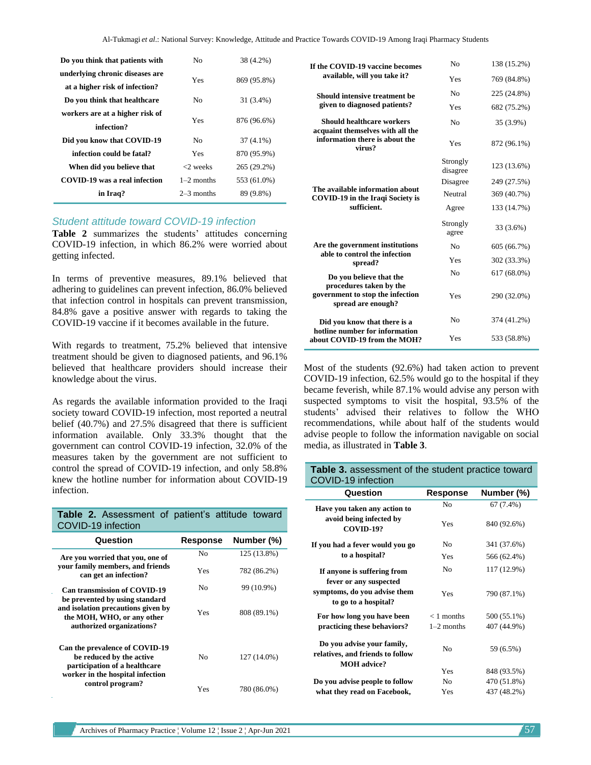| Do you think that patients with underlying chronic diseases are at a higher risk of infection? | No | 38 (4.2%) |
|---|---|---|
| | Yes | 869 (95.8%) |
| Do you think that healthcare workers are at a higher risk of infection? | No | 31 (3.4%) |
| | Yes | 876 (96.6%) |
| Did you know that COVID-19 infection could be fatal? | No | 37 (4.1%) |
| | Yes | 870 (95.9%) |
| When did you believe that COVID-19 was a real infection in Iraq? | <2 weeks | 265 (29.2%) |
| | 1–2 months | 553 (61.0%) |
| | 2–3 months | 89 (9.8%) |

### Student attitude toward COVID-19 infection

**Table 2** summarizes the students' attitudes concerning COVID-19 infection, in which 86.2% were worried about getting infected.

In terms of preventive measures, 89.1% believed that adhering to guidelines can prevent infection, 86.0% believed that infection control in hospitals can prevent transmission, 84.8% gave a positive answer with regards to taking the COVID-19 vaccine if it becomes available in the future.

With regards to treatment, 75.2% believed that intensive treatment should be given to diagnosed patients, and 96.1% believed that healthcare providers should increase their knowledge about the virus.

As regards the available information provided to the Iraqi society toward COVID-19 infection, most reported a neutral belief (40.7%) and 27.5% disagreed that there is sufficient information available. Only 33.3% thought that the government can control COVID-19 infection, 32.0% of the measures taken by the government are not sufficient to control the spread of COVID-19 infection, and only 58.8% knew the hotline number for information about COVID-19 infection.

**Table 2.** Assessment of patient's attitude toward COVID-19 infection

| Question | Response | Number (%) |
|---|---|---|
| Are you worried that you, one of your family members, and friends can get an infection? | No | 125 (13.8%) |
| | Yes | 782 (86.2%) |
| Can transmission of COVID-19 be prevented by using standard and isolation precautions given by the MOH, WHO, or any other authorized organizations? | No | 99 (10.9%) |
| | Yes | 808 (89.1%) |
| Can the prevalence of COVID-19 be reduced by the active participation of a healthcare worker in the hospital infection control program? | No | 127 (14.0%) |
| | Yes | 780 (86.0%) |
| If the COVID-19 vaccine becomes available, will you take it? | No | 138 (15.2%) |
| | Yes | 769 (84.8%) |
| Should intensive treatment be given to diagnosed patients? | No | 225 (24.8%) |
| | Yes | 682 (75.2%) |
| Should healthcare workers acquaint themselves with all the information there is about the virus? | No | 35 (3.9%) |
| | Yes | 872 (96.1%) |
| The available information about COVID-19 in the Iraqi Society is sufficient. | Strongly disagree | 123 (13.6%) |
| | Disagree | 249 (27.5%) |
| | Neutral | 369 (40.7%) |
| | Agree | 133 (14.7%) |
| | Strongly agree | 33 (3.6%) |
| Are the government institutions able to control the infection spread? | No | 605 (66.7%) |
| | Yes | 302 (33.3%) |
| Do you believe that the procedures taken by the government to stop the infection spread are enough? | No | 617 (68.0%) |
| | Yes | 290 (32.0%) |
| Did you know that there is a hotline number for information about COVID-19 from the MOH? | No | 374 (41.2%) |
| | Yes | 533 (58.8%) |

Most of the students (92.6%) had taken action to prevent COVID-19 infection, 62.5% would go to the hospital if they became feverish, while 87.1% would advise any person with suspected symptoms to visit the hospital, 93.5% of the students' advised their relatives to follow the WHO recommendations, while about half of the students would advise people to follow the information navigable on social media, as illustrated in **Table 3**.

**Table 3.** assessment of the student practice toward COVID-19 infection

| Question | Response | Number (%) |
|---|---|---|
| Have you taken any action to avoid being infected by COVID-19? | No | 67 (7.4%) |
| | Yes | 840 (92.6%) |
| If you had a fever would you go to a hospital? | No | 341 (37.6%) |
| | Yes | 566 (62.4%) |
| If anyone is suffering from fever or any suspected symptoms, do you advise them to go to a hospital? | No | 117 (12.9%) |
| | Yes | 790 (87.1%) |
| For how long you have been practicing these behaviors? | < 1 months | 500 (55.1%) |
| | 1–2 months | 407 (44.9%) |
| Do you advise your family, relatives, and friends to follow MOH advice? | No | 59 (6.5%) |
| | Yes | 848 (93.5%) |
| Do you advise people to follow what they read on Facebook, | No | 470 (51.8%) |
| | Yes | 437 (48.2%) |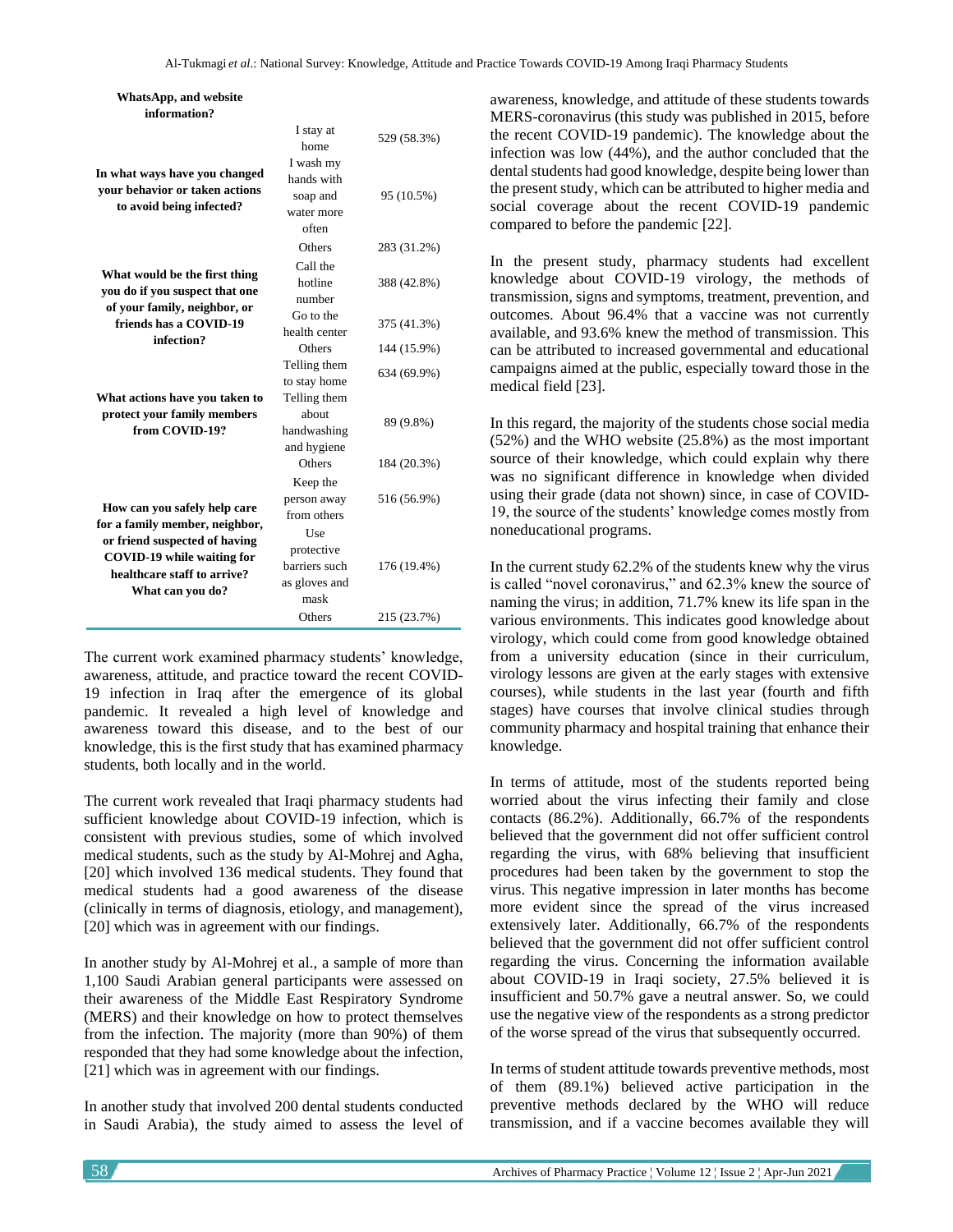| | | |
|---|---|---|
| WhatsApp, and website information? | | |
| **In what ways have you changed your behavior or taken actions to avoid being infected?** | I stay at home | 529 (58.3%) |
| | I wash my hands with soap and water more often | 95 (10.5%) |
| | Others | 283 (31.2%) |
| **What would be the first thing you do if you suspect that one of your family, neighbor, or of friends has a COVID-19 infection?** | Call the hotline number | 388 (42.8%) |
| | Go to the health center | 375 (41.3%) |
| | Others | 144 (15.9%) |
| **What actions have you taken to protect your family members from COVID-19?** | Telling them to stay home | 634 (69.9%) |
| | Telling them about handwashing and hygiene | 89 (9.8%) |
| | Others | 184 (20.3%) |
| **How can you safely help care for a family member, neighbor, or friend suspected of having COVID-19 while waiting for healthcare staff to arrive? What can you do?** | Keep the person away from others | 516 (56.9%) |
| | Use protective barriers such as gloves and mask | 176 (19.4%) |
| | Others | 215 (23.7%) |

The current work examined pharmacy students' knowledge, awareness, attitude, and practice toward the recent COVID-19 infection in Iraq after the emergence of its global pandemic. It revealed a high level of knowledge and awareness toward this disease, and to the best of our knowledge, this is the first study that has examined pharmacy students, both locally and in the world.

The current work revealed that Iraqi pharmacy students had sufficient knowledge about COVID-19 infection, which is consistent with previous studies, some of which involved medical students, such as the study by Al-Mohrej and Agha, [20] which involved 136 medical students. They found that medical students had a good awareness of the disease (clinically in terms of diagnosis, etiology, and management), [20] which was in agreement with our findings.

In another study by Al-Mohrej et al., a sample of more than 1,100 Saudi Arabian general participants were assessed on their awareness of the Middle East Respiratory Syndrome (MERS) and their knowledge on how to protect themselves from the infection. The majority (more than 90%) of them responded that they had some knowledge about the infection, [21] which was in agreement with our findings.

In another study that involved 200 dental students conducted in Saudi Arabia), the study aimed to assess the level of awareness, knowledge, and attitude of these students towards MERS-coronavirus (this study was published in 2015, before the recent COVID-19 pandemic). The knowledge about the infection was low (44%), and the author concluded that the dental students had good knowledge, despite being lower than the present study, which can be attributed to higher media and social coverage about the recent COVID-19 pandemic compared to before the pandemic [22].

In the present study, pharmacy students had excellent knowledge about COVID-19 virology, the methods of transmission, signs and symptoms, treatment, prevention, and outcomes. About 96.4% that a vaccine was not currently available, and 93.6% knew the method of transmission. This can be attributed to increased governmental and educational campaigns aimed at the public, especially toward those in the medical field [23].

In this regard, the majority of the students chose social media (52%) and the WHO website (25.8%) as the most important source of their knowledge, which could explain why there was no significant difference in knowledge when divided using their grade (data not shown) since, in case of COVID-19, the source of the students' knowledge comes mostly from noneducational programs.

In the current study 62.2% of the students knew why the virus is called "novel coronavirus," and 62.3% knew the source of naming the virus; in addition, 71.7% knew its life span in the various environments. This indicates good knowledge about virology, which could come from good knowledge obtained from a university education (since in their curriculum, virology lessons are given at the early stages with extensive courses), while students in the last year (fourth and fifth stages) have courses that involve clinical studies through community pharmacy and hospital training that enhance their knowledge.

In terms of attitude, most of the students reported being worried about the virus infecting their family and close contacts (86.2%). Additionally, 66.7% of the respondents believed that the government did not offer sufficient control regarding the virus, with 68% believing that insufficient procedures had been taken by the government to stop the virus. This negative impression in later months has become more evident since the spread of the virus increased extensively later. Additionally, 66.7% of the respondents believed that the government did not offer sufficient control regarding the virus. Concerning the information available about COVID-19 in Iraqi society, 27.5% believed it is insufficient and 50.7% gave a neutral answer. So, we could use the negative view of the respondents as a strong predictor of the worse spread of the virus that subsequently occurred.

In terms of student attitude towards preventive methods, most of them (89.1%) believed active participation in the preventive methods declared by the WHO will reduce transmission, and if a vaccine becomes available they will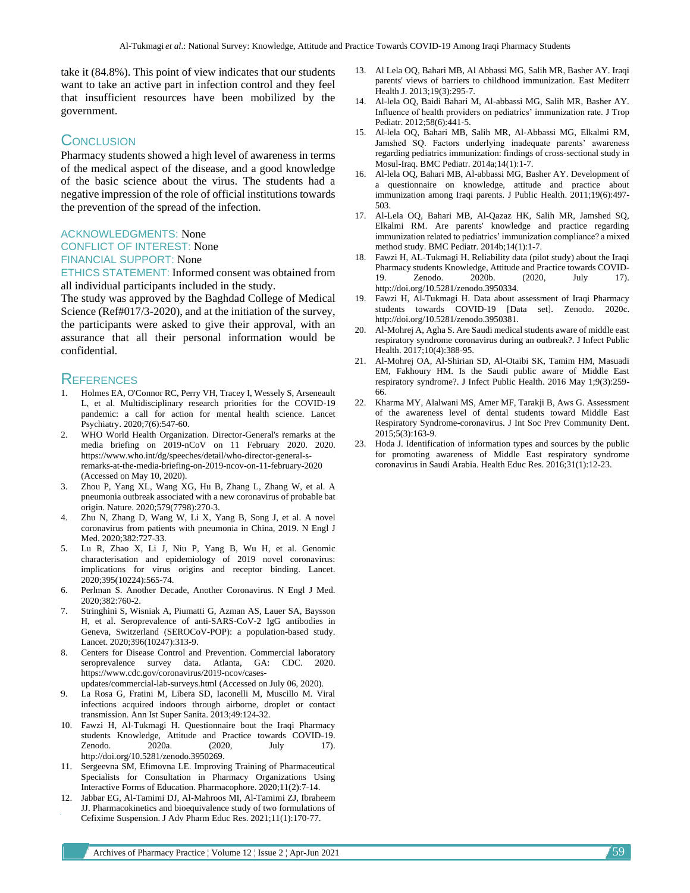take it (84.8%). This point of view indicates that our students want to take an active part in infection control and they feel that insufficient resources have been mobilized by the government.

## Conclusion

Pharmacy students showed a high level of awareness in terms of the medical aspect of the disease, and a good knowledge of the basic science about the virus. The students had a negative impression of the role of official institutions towards the prevention of the spread of the infection.

ACKNOWLEDGMENTS: None

CONFLICT OF INTEREST: None

FINANCIAL SUPPORT: None

ETHICS STATEMENT: Informed consent was obtained from all individual participants included in the study.

The study was approved by the Baghdad College of Medical Science (Ref#017/3-2020), and at the initiation of the survey, the participants were asked to give their approval, with an assurance that all their personal information would be confidential.

## References

1. Holmes EA, O'Connor RC, Perry VH, Tracey I, Wessely S, Arseneault L, et al. Multidisciplinary research priorities for the COVID-19 pandemic: a call for action for mental health science. Lancet Psychiatry. 2020;7(6):547-60.
2. WHO World Health Organization. Director-General's remarks at the media briefing on 2019-nCoV on 11 February 2020. 2020. https://www.who.int/dg/speeches/detail/who-director-general-s-remarks-at-the-media-briefing-on-2019-ncov-on-11-february-2020 (Accessed on May 10, 2020).
3. Zhou P, Yang XL, Wang XG, Hu B, Zhang L, Zhang W, et al. A pneumonia outbreak associated with a new coronavirus of probable bat origin. Nature. 2020;579(7798):270-3.
4. Zhu N, Zhang D, Wang W, Li X, Yang B, Song J, et al. A novel coronavirus from patients with pneumonia in China, 2019. N Engl J Med. 2020;382:727-33.
5. Lu R, Zhao X, Li J, Niu P, Yang B, Wu H, et al. Genomic characterisation and epidemiology of 2019 novel coronavirus: implications for virus origins and receptor binding. Lancet. 2020;395(10224):565-74.
6. Perlman S. Another Decade, Another Coronavirus. N Engl J Med. 2020;382:760-2.
7. Stringhini S, Wisniak A, Piumatti G, Azman AS, Lauer SA, Baysson H, et al. Seroprevalence of anti-SARS-CoV-2 IgG antibodies in Geneva, Switzerland (SEROCoV-POP): a population-based study. Lancet. 2020;396(10247):313-9.
8. Centers for Disease Control and Prevention. Commercial laboratory seroprevalence survey data. Atlanta, GA: CDC. 2020. https://www.cdc.gov/coronavirus/2019-ncov/cases-updates/commercial-lab-surveys.html (Accessed on July 06, 2020).
9. La Rosa G, Fratini M, Libera SD, Iaconelli M, Muscillo M. Viral infections acquired indoors through airborne, droplet or contact transmission. Ann Ist Super Sanita. 2013;49:124-32.
10. Fawzi H, Al-Tukmagi H. Questionnaire bout the Iraqi Pharmacy students Knowledge, Attitude and Practice towards COVID-19. Zenodo. 2020a. (2020, July 17). http://doi.org/10.5281/zenodo.3950269.
11. Sergeevna SM, Efimovna LE. Improving Training of Pharmaceutical Specialists for Consultation in Pharmacy Organizations Using Interactive Forms of Education. Pharmacophore. 2020;11(2):7-14.
12. Jabbar EG, Al-Tamimi DJ, Al-Mahroos MI, Al-Tamimi ZJ, Ibraheem JJ. Pharmacokinetics and bioequivalence study of two formulations of Cefixime Suspension. J Adv Pharm Educ Res. 2021;11(1):170-77.
13. Al Lela OQ, Bahari MB, Al Abbassi MG, Salih MR, Basher AY. Iraqi parents' views of barriers to childhood immunization. East Mediterr Health J. 2013;19(3):295-7.
14. Al-lela OQ, Baidi Bahari M, Al-abbassi MG, Salih MR, Basher AY. Influence of health providers on pediatrics' immunization rate. J Trop Pediatr. 2012;58(6):441-5.
15. Al-lela OQ, Bahari MB, Salih MR, Al-Abbassi MG, Elkalmi RM, Jamshed SQ. Factors underlying inadequate parents' awareness regarding pediatrics immunization: findings of cross-sectional study in Mosul-Iraq. BMC Pediatr. 2014a;14(1):1-7.
16. Al-lela OQ, Bahari MB, Al-abbassi MG, Basher AY. Development of a questionnaire on knowledge, attitude and practice about immunization among Iraqi parents. J Public Health. 2011;19(6):497-503.
17. Al-Lela OQ, Bahari MB, Al-Qazaz HK, Salih MR, Jamshed SQ, Elkalmi RM. Are parents' knowledge and practice regarding immunization related to pediatrics' immunization compliance? a mixed method study. BMC Pediatr. 2014b;14(1):1-7.
18. Fawzi H, AL-Tukmagi H. Reliability data (pilot study) about the Iraqi Pharmacy students Knowledge, Attitude and Practice towards COVID-19. Zenodo. 2020b. (2020, July 17). http://doi.org/10.5281/zenodo.3950334.
19. Fawzi H, Al-Tukmagi H. Data about assessment of Iraqi Pharmacy students towards COVID-19 [Data set]. Zenodo. 2020c. http://doi.org/10.5281/zenodo.3950381.
20. Al-Mohrej A, Agha S. Are Saudi medical students aware of middle east respiratory syndrome coronavirus during an outbreak?. J Infect Public Health. 2017;10(4):388-95.
21. Al-Mohrej OA, Al-Shirian SD, Al-Otaibi SK, Tamim HM, Masuadi EM, Fakhoury HM. Is the Saudi public aware of Middle East respiratory syndrome?. J Infect Public Health. 2016 May 1;9(3):259-66.
22. Kharma MY, Alalwani MS, Amer MF, Tarakji B, Aws G. Assessment of the awareness level of dental students toward Middle East Respiratory Syndrome-coronavirus. J Int Soc Prev Community Dent. 2015;5(3):163-9.
23. Hoda J. Identification of information types and sources by the public for promoting awareness of Middle East respiratory syndrome coronavirus in Saudi Arabia. Health Educ Res. 2016;31(1):12-23.